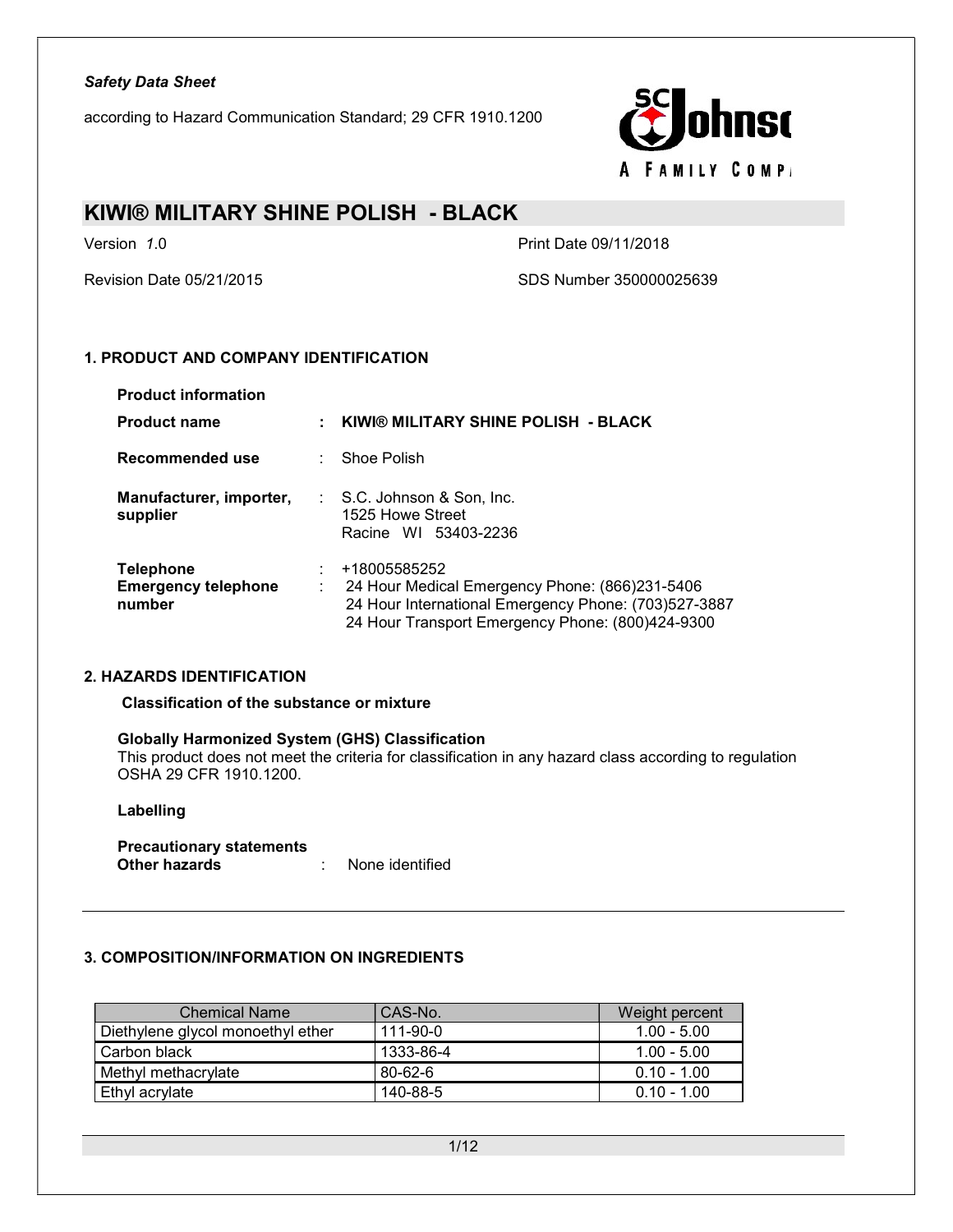*Safety Data Sheet*

according to Hazard Communication Standard; 29 CFR 1910.1200

# KIWI® MILITARY SHINE POLISH - BLACK

Version 1.0

Print Date 09/11/2018

Revision Date 05/21/2015

SDS Number 350000025639

## 1. PRODUCT AND COMPANY IDENTIFICATION

**Product information**

**Product name** : **KIWI® MILITARY SHINE POLISH - BLACK**

**Recommended use** : Shoe Polish

**Manufacturer, importer, supplier** : S.C. Johnson & Son, Inc.
1525 Howe Street
Racine WI 53403-2236

**Telephone** : +18005585252

**Emergency telephone number** : 24 Hour Medical Emergency Phone: (866)231-5406
24 Hour International Emergency Phone: (703)527-3887
24 Hour Transport Emergency Phone: (800)424-9300

## 2. HAZARDS IDENTIFICATION

**Classification of the substance or mixture**

**Globally Harmonized System (GHS) Classification**

This product does not meet the criteria for classification in any hazard class according to regulation OSHA 29 CFR 1910.1200.

**Labelling**

**Precautionary statements**

**Other hazards** : None identified

## 3. COMPOSITION/INFORMATION ON INGREDIENTS

| Chemical Name | CAS-No. | Weight percent |
|---|---|---|
| Diethylene glycol monoethyl ether | 111-90-0 | 1.00 - 5.00 |
| Carbon black | 1333-86-4 | 1.00 - 5.00 |
| Methyl methacrylate | 80-62-6 | 0.10 - 1.00 |
| Ethyl acrylate | 140-88-5 | 0.10 - 1.00 |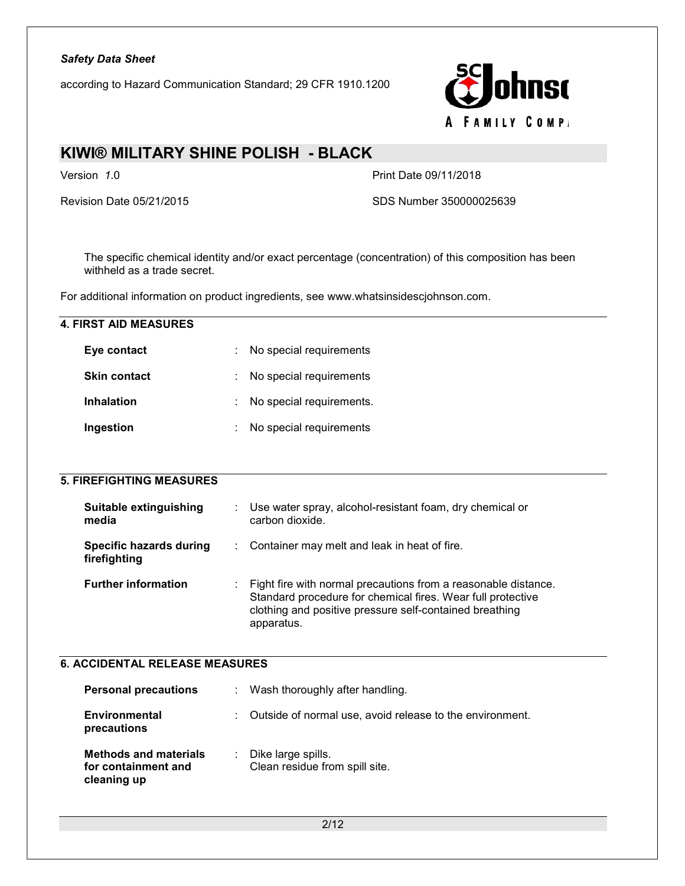The specific chemical identity and/or exact percentage (concentration) of this composition has been withheld as a trade secret.

For additional information on product ingredients, see www.whatsinsidescjohnson.com.

## 4. FIRST AID MEASURES

| | | |
|---|---|---|
| **Eye contact** | : | No special requirements |
| **Skin contact** | : | No special requirements |
| **Inhalation** | : | No special requirements. |
| **Ingestion** | : | No special requirements |

## 5. FIREFIGHTING MEASURES

| | | |
|---|---|---|
| **Suitable extinguishing media** | : | Use water spray, alcohol-resistant foam, dry chemical or carbon dioxide. |
| **Specific hazards during firefighting** | : | Container may melt and leak in heat of fire. |
| **Further information** | : | Fight fire with normal precautions from a reasonable distance. Standard procedure for chemical fires. Wear full protective clothing and positive pressure self-contained breathing apparatus. |

## 6. ACCIDENTAL RELEASE MEASURES

| | | |
|---|---|---|
| **Personal precautions** | : | Wash thoroughly after handling. |
| **Environmental precautions** | : | Outside of normal use, avoid release to the environment. |
| **Methods and materials for containment and cleaning up** | : | Dike large spills.<br>Clean residue from spill site. |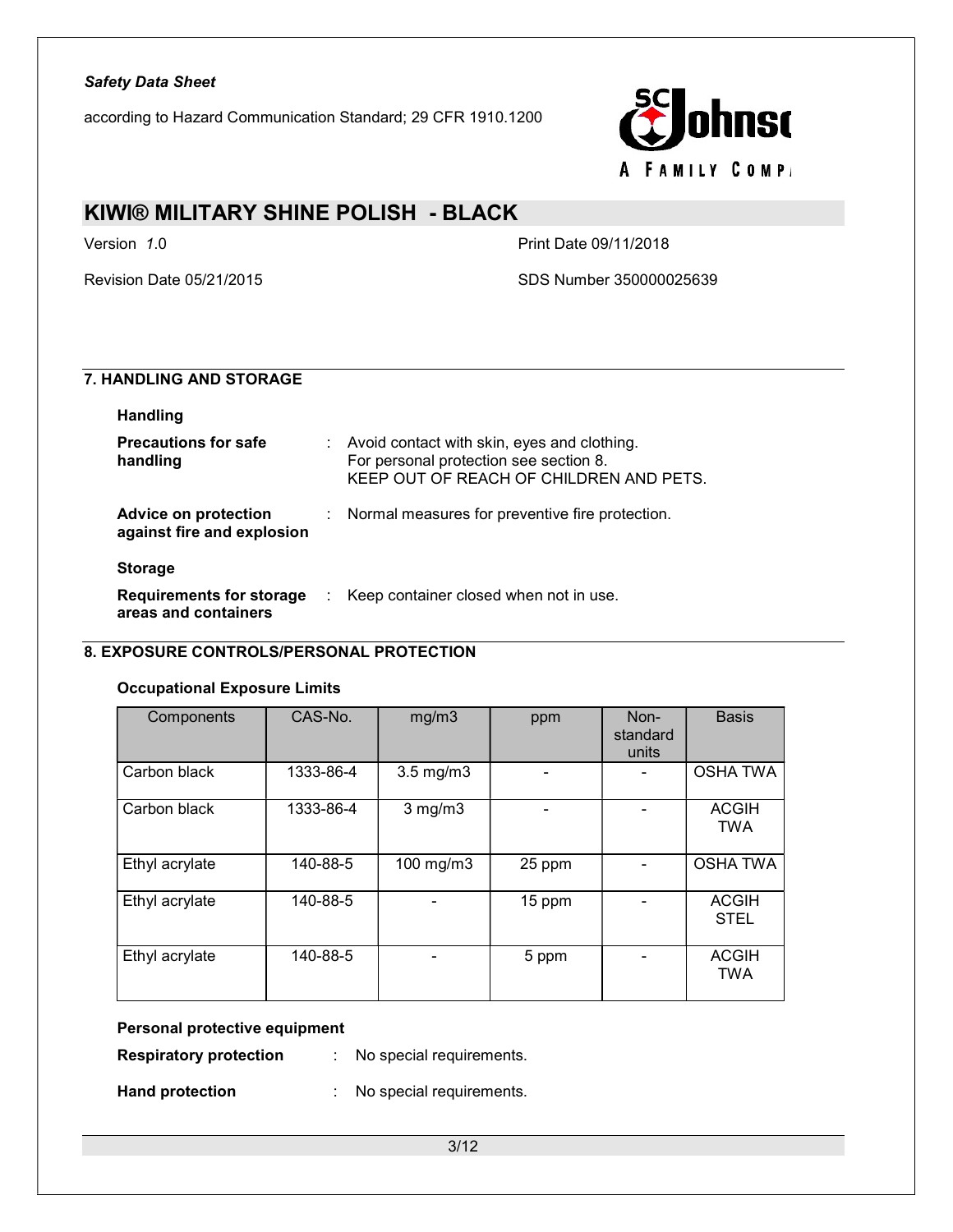## 7. HANDLING AND STORAGE

### Handling

**Precautions for safe handling** : Avoid contact with skin, eyes and clothing.
For personal protection see section 8.
KEEP OUT OF REACH OF CHILDREN AND PETS.

**Advice on protection against fire and explosion** : Normal measures for preventive fire protection.

### Storage

**Requirements for storage areas and containers** : Keep container closed when not in use.

## 8. EXPOSURE CONTROLS/PERSONAL PROTECTION

### Occupational Exposure Limits

| Components | CAS-No. | mg/m3 | ppm | Non-standard units | Basis |
|---|---|---|---|---|---|
| Carbon black | 1333-86-4 | 3.5 mg/m3 | - | - | OSHA TWA |
| Carbon black | 1333-86-4 | 3 mg/m3 | - | - | ACGIH TWA |
| Ethyl acrylate | 140-88-5 | 100 mg/m3 | 25 ppm | - | OSHA TWA |
| Ethyl acrylate | 140-88-5 | - | 15 ppm | - | ACGIH STEL |
| Ethyl acrylate | 140-88-5 | - | 5 ppm | - | ACGIH TWA |

### Personal protective equipment

**Respiratory protection** : No special requirements.

**Hand protection** : No special requirements.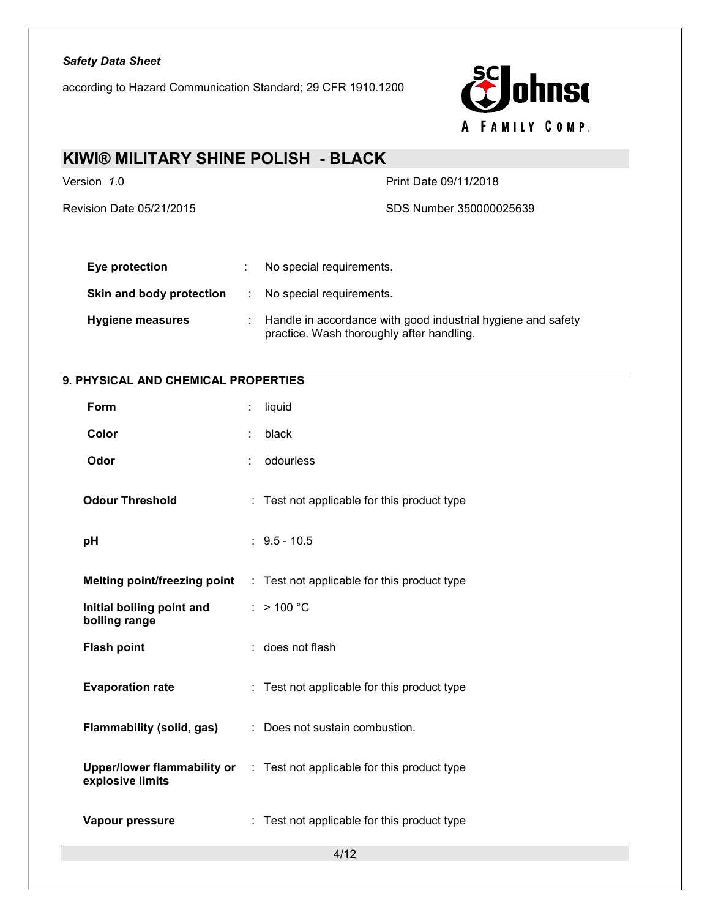| | |
|---|---|
| **Eye protection** | : No special requirements. |
| **Skin and body protection** | : No special requirements. |
| **Hygiene measures** | : Handle in accordance with good industrial hygiene and safety practice. Wash thoroughly after handling. |

## 9. PHYSICAL AND CHEMICAL PROPERTIES

| | |
|---|---|
| **Form** | : liquid |
| **Color** | : black |
| **Odor** | : odourless |
| **Odour Threshold** | : Test not applicable for this product type |
| **pH** | : 9.5 - 10.5 |
| **Melting point/freezing point** | : Test not applicable for this product type |
| **Initial boiling point and boiling range** | : > 100 °C |
| **Flash point** | : does not flash |
| **Evaporation rate** | : Test not applicable for this product type |
| **Flammability (solid, gas)** | : Does not sustain combustion. |
| **Upper/lower flammability or explosive limits** | : Test not applicable for this product type |
| **Vapour pressure** | : Test not applicable for this product type |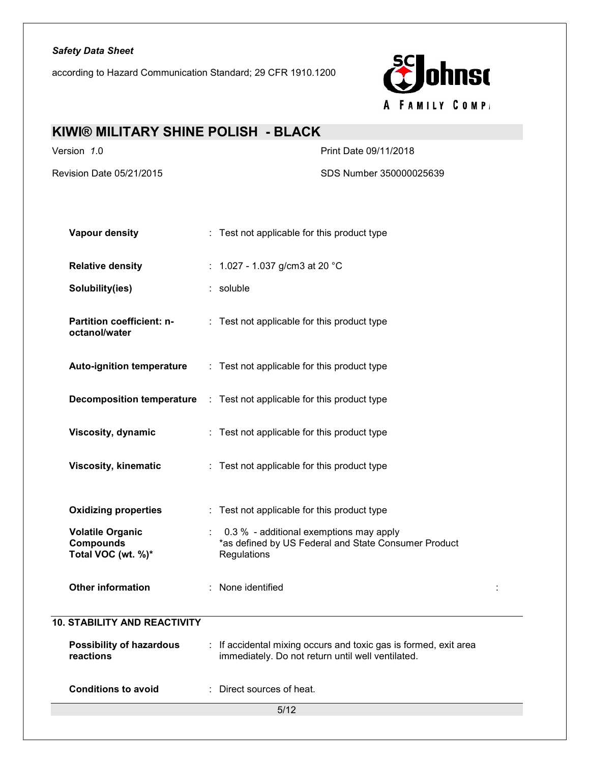| | | |
|---|---|---|
| **Vapour density** | : | Test not applicable for this product type |
| **Relative density** | : | 1.027 - 1.037 g/cm3 at 20 °C |
| **Solubility(ies)** | : | soluble |
| **Partition coefficient: n-octanol/water** | : | Test not applicable for this product type |
| **Auto-ignition temperature** | : | Test not applicable for this product type |
| **Decomposition temperature** | : | Test not applicable for this product type |
| **Viscosity, dynamic** | : | Test not applicable for this product type |
| **Viscosity, kinematic** | : | Test not applicable for this product type |
| **Oxidizing properties** | : | Test not applicable for this product type |
| **Volatile Organic Compounds Total VOC (wt. %)*** | : | 0.3 % - additional exemptions may apply *as defined by US Federal and State Consumer Product Regulations |
| **Other information** | : | None identified |

## 10. STABILITY AND REACTIVITY

| | | |
|---|---|---|
| **Possibility of hazardous reactions** | : | If accidental mixing occurs and toxic gas is formed, exit area immediately. Do not return until well ventilated. |
| **Conditions to avoid** | : | Direct sources of heat. |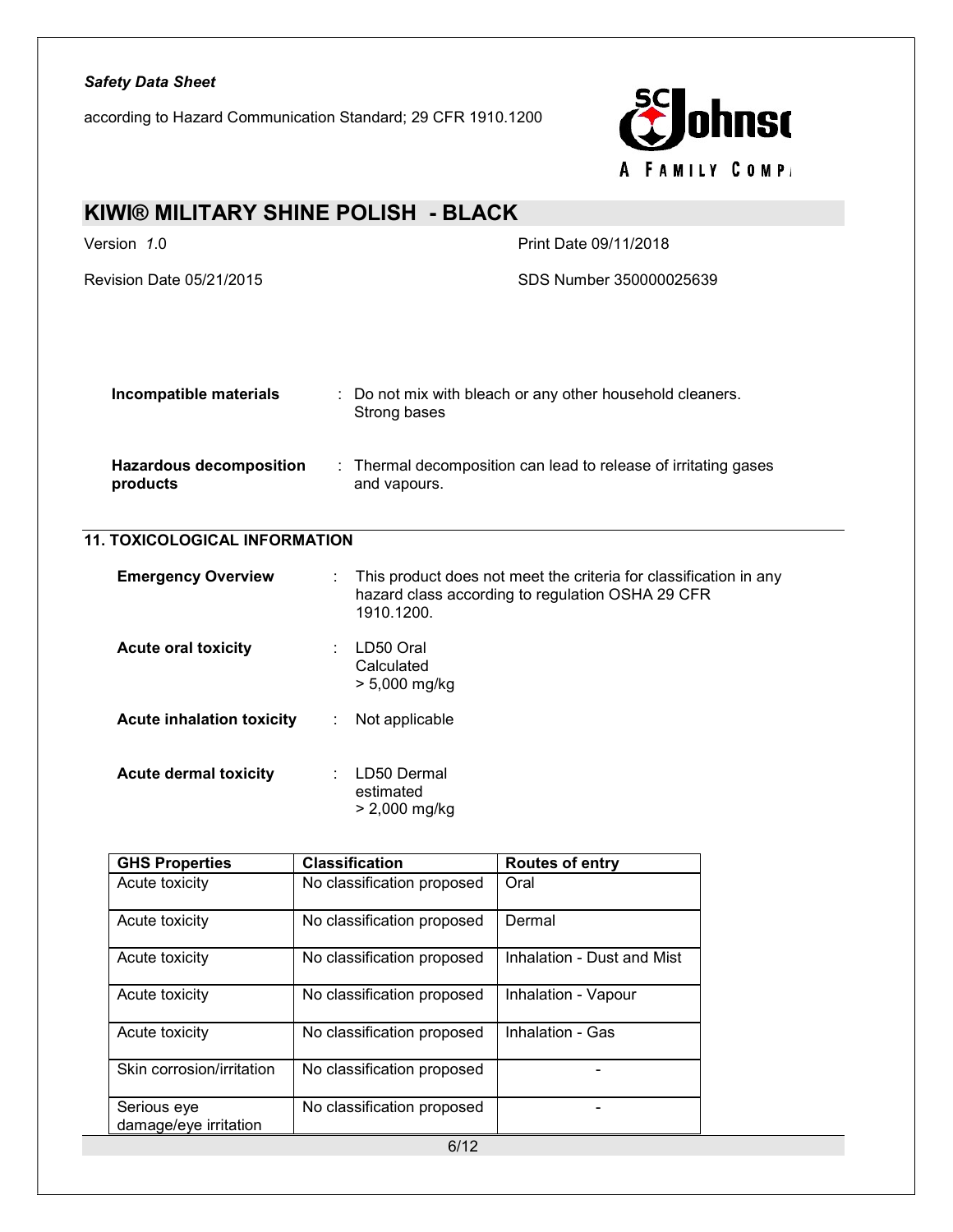| | |
|---|---|
| **Incompatible materials** | : Do not mix with bleach or any other household cleaners. Strong bases |
| **Hazardous decomposition products** | : Thermal decomposition can lead to release of irritating gases and vapours. |

## 11. TOXICOLOGICAL INFORMATION

| | |
|---|---|
| **Emergency Overview** | : This product does not meet the criteria for classification in any hazard class according to regulation OSHA 29 CFR 1910.1200. |
| **Acute oral toxicity** | : LD50 Oral Calculated > 5,000 mg/kg |
| **Acute inhalation toxicity** | : Not applicable |
| **Acute dermal toxicity** | : LD50 Dermal estimated > 2,000 mg/kg |

| GHS Properties | Classification | Routes of entry |
|---|---|---|
| Acute toxicity | No classification proposed | Oral |
| Acute toxicity | No classification proposed | Dermal |
| Acute toxicity | No classification proposed | Inhalation - Dust and Mist |
| Acute toxicity | No classification proposed | Inhalation - Vapour |
| Acute toxicity | No classification proposed | Inhalation - Gas |
| Skin corrosion/irritation | No classification proposed | - |
| Serious eye damage/eye irritation | No classification proposed | - |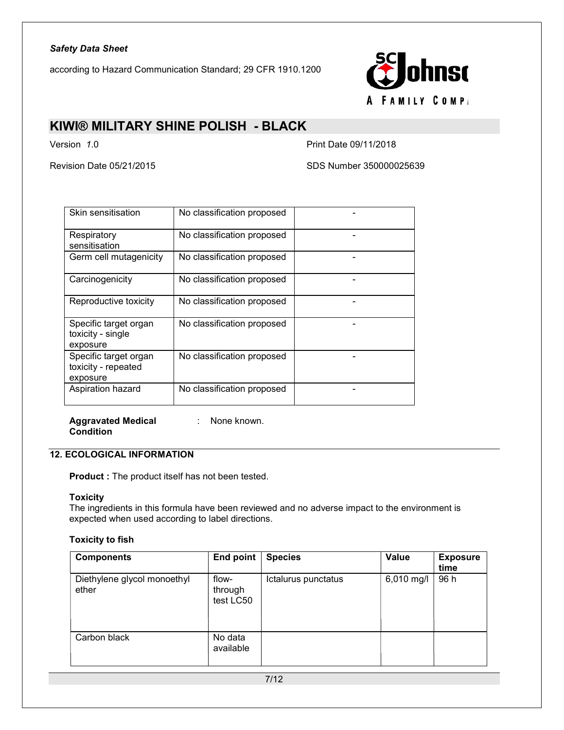| Skin sensitisation | No classification proposed | - |
|---|---|---|
| Respiratory sensitisation | No classification proposed | - |
| Germ cell mutagenicity | No classification proposed | - |
| Carcinogenicity | No classification proposed | - |
| Reproductive toxicity | No classification proposed | - |
| Specific target organ toxicity - single exposure | No classification proposed | - |
| Specific target organ toxicity - repeated exposure | No classification proposed | - |
| Aspiration hazard | No classification proposed | - |

**Aggravated Medical Condition** : None known.

## 12. ECOLOGICAL INFORMATION

**Product :** The product itself has not been tested.

**Toxicity**

The ingredients in this formula have been reviewed and no adverse impact to the environment is expected when used according to label directions.

**Toxicity to fish**

| Components | End point | Species | Value | Exposure time |
|---|---|---|---|---|
| Diethylene glycol monoethyl ether | flow-through test LC50 | Ictalurus punctatus | 6,010 mg/l | 96 h |
| Carbon black | No data available | | | |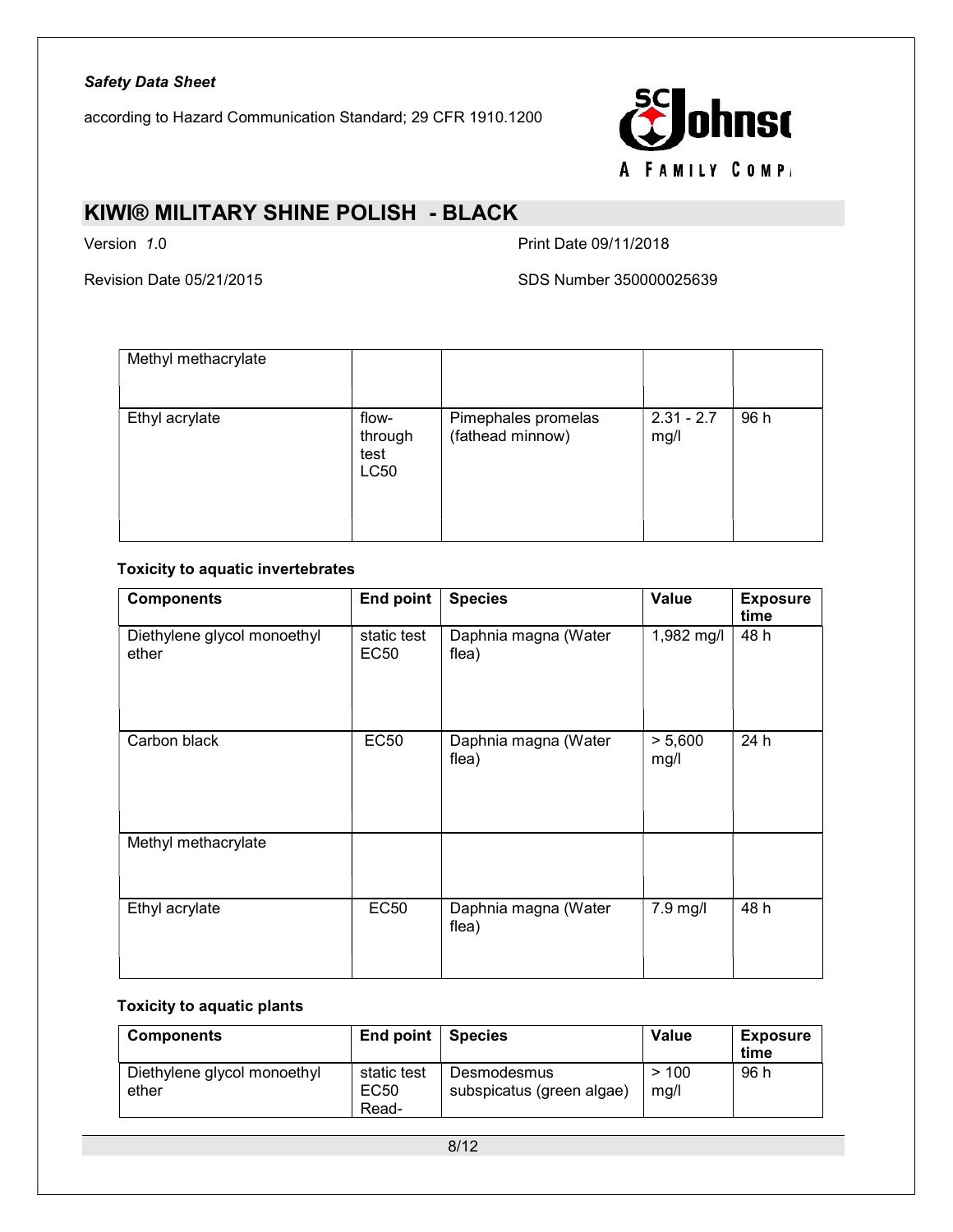| | | | | |
|---|---|---|---|---|
| Methyl methacrylate | | | | |
| Ethyl acrylate | flow-through test LC50 | Pimephales promelas (fathead minnow) | 2.31 - 2.7 mg/l | 96 h |

**Toxicity to aquatic invertebrates**

| Components | End point | Species | Value | Exposure time |
|---|---|---|---|---|
| Diethylene glycol monoethyl ether | static test EC50 | Daphnia magna (Water flea) | 1,982 mg/l | 48 h |
| Carbon black | EC50 | Daphnia magna (Water flea) | > 5,600 mg/l | 24 h |
| Methyl methacrylate | | | | |
| Ethyl acrylate | EC50 | Daphnia magna (Water flea) | 7.9 mg/l | 48 h |

**Toxicity to aquatic plants**

| Components | End point | Species | Value | Exposure time |
|---|---|---|---|---|
| Diethylene glycol monoethyl ether | static test EC50 Read- | Desmodesmus subspicatus (green algae) | > 100 mg/l | 96 h |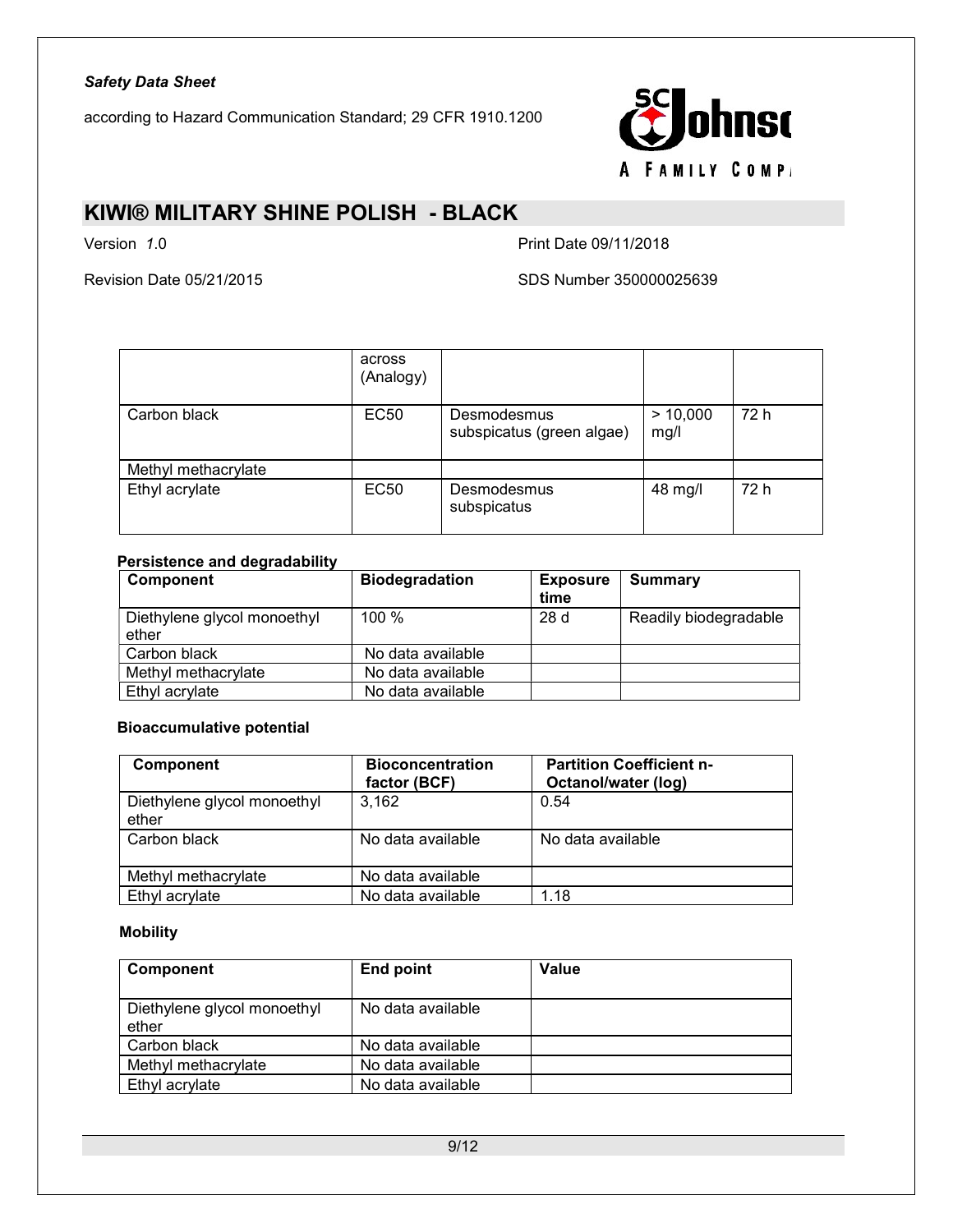|  | across (Analogy) |  |  |  |
| --- | --- | --- | --- | --- |
| Carbon black | EC50 | Desmodesmus subspicatus (green algae) | > 10,000 mg/l | 72 h |
| Methyl methacrylate |  |  |  |  |
| Ethyl acrylate | EC50 | Desmodesmus subspicatus | 48 mg/l | 72 h |

**Persistence and degradability**

| Component | Biodegradation | Exposure time | Summary |
| --- | --- | --- | --- |
| Diethylene glycol monoethyl ether | 100 % | 28 d | Readily biodegradable |
| Carbon black | No data available |  |  |
| Methyl methacrylate | No data available |  |  |
| Ethyl acrylate | No data available |  |  |

**Bioaccumulative potential**

| Component | Bioconcentration factor (BCF) | Partition Coefficient n-Octanol/water (log) |
| --- | --- | --- |
| Diethylene glycol monoethyl ether | 3,162 | 0.54 |
| Carbon black | No data available | No data available |
| Methyl methacrylate | No data available |  |
| Ethyl acrylate | No data available | 1.18 |

**Mobility**

| Component | End point | Value |
| --- | --- | --- |
| Diethylene glycol monoethyl ether | No data available |  |
| Carbon black | No data available |  |
| Methyl methacrylate | No data available |  |
| Ethyl acrylate | No data available |  |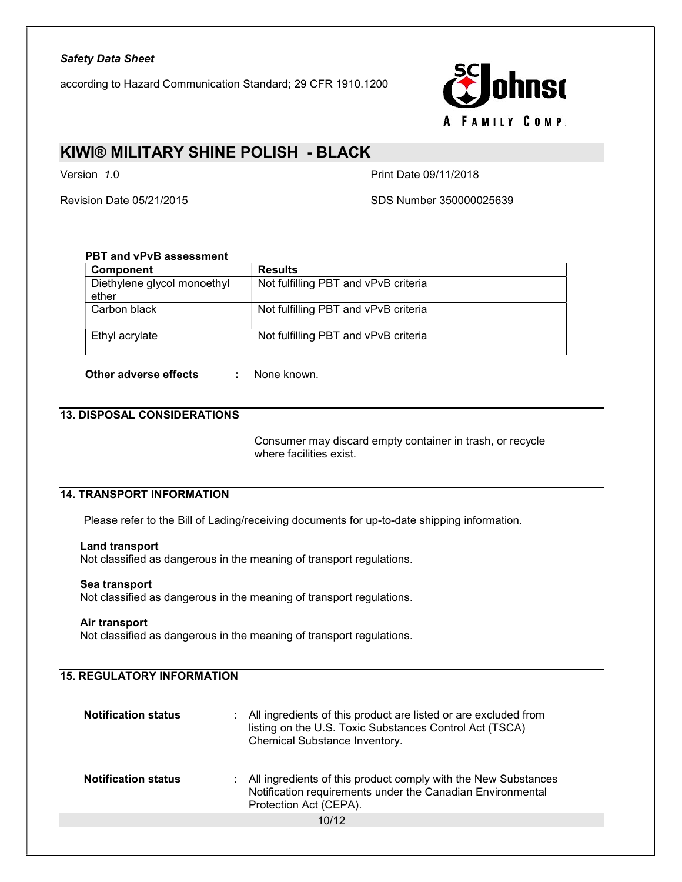**PBT and vPvB assessment**

| Component | Results |
| --- | --- |
| Diethylene glycol monoethyl ether | Not fulfilling PBT and vPvB criteria |
| Carbon black | Not fulfilling PBT and vPvB criteria |
| Ethyl acrylate | Not fulfilling PBT and vPvB criteria |

**Other adverse effects** : None known.

## 13. DISPOSAL CONSIDERATIONS

Consumer may discard empty container in trash, or recycle where facilities exist.

## 14. TRANSPORT INFORMATION

Please refer to the Bill of Lading/receiving documents for up-to-date shipping information.

**Land transport**
Not classified as dangerous in the meaning of transport regulations.

**Sea transport**
Not classified as dangerous in the meaning of transport regulations.

**Air transport**
Not classified as dangerous in the meaning of transport regulations.

## 15. REGULATORY INFORMATION

**Notification status** : All ingredients of this product are listed or are excluded from listing on the U.S. Toxic Substances Control Act (TSCA) Chemical Substance Inventory.

**Notification status** : All ingredients of this product comply with the New Substances Notification requirements under the Canadian Environmental Protection Act (CEPA).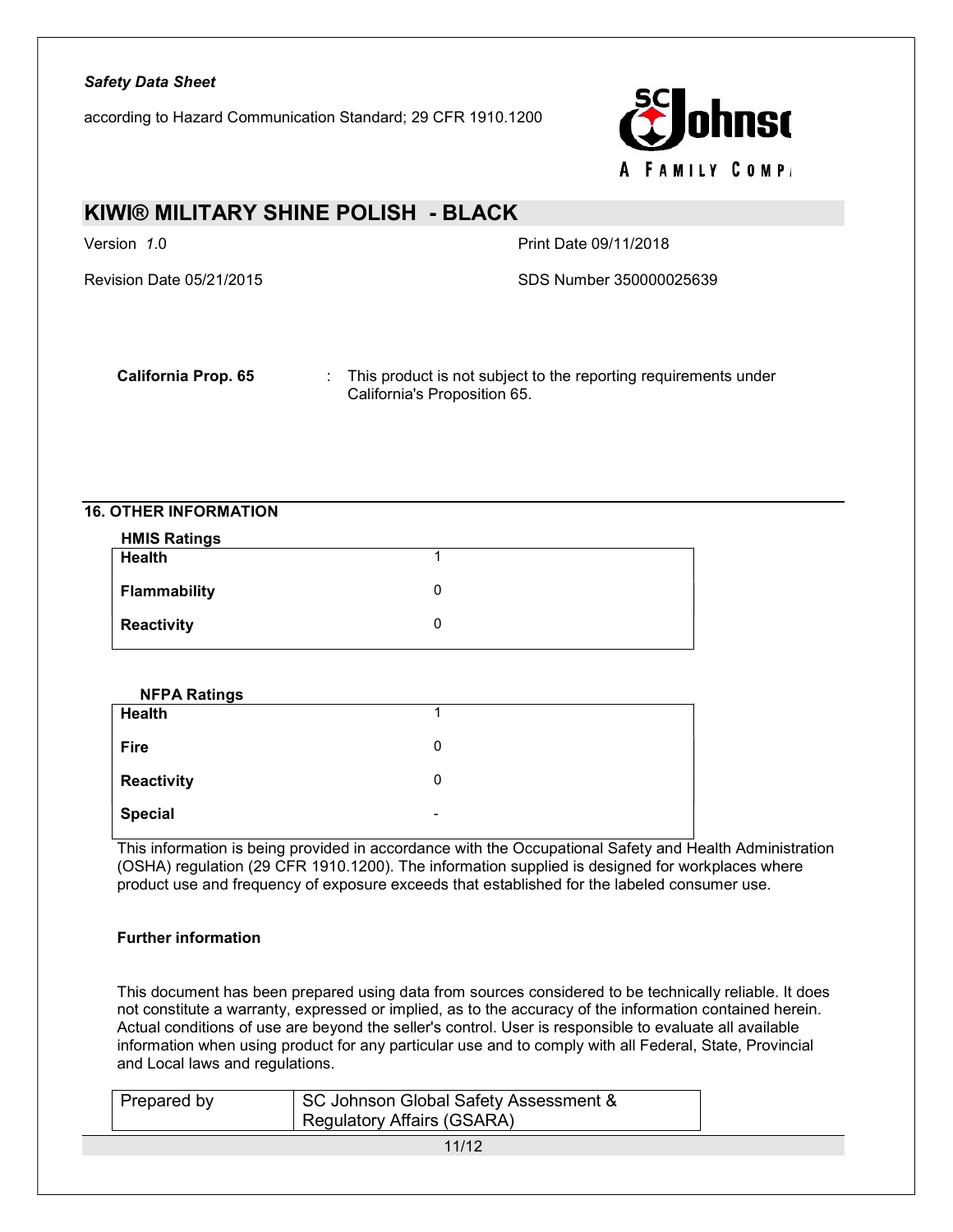**California Prop. 65** : This product is not subject to the reporting requirements under California's Proposition 65.

## 16. OTHER INFORMATION

**HMIS Ratings**

| | |
|---|---|
| **Health** | 1 |
| **Flammability** | 0 |
| **Reactivity** | 0 |

**NFPA Ratings**

| | |
|---|---|
| **Health** | 1 |
| **Fire** | 0 |
| **Reactivity** | 0 |
| **Special** | - |

This information is being provided in accordance with the Occupational Safety and Health Administration (OSHA) regulation (29 CFR 1910.1200). The information supplied is designed for workplaces where product use and frequency of exposure exceeds that established for the labeled consumer use.

**Further information**

This document has been prepared using data from sources considered to be technically reliable. It does not constitute a warranty, expressed or implied, as to the accuracy of the information contained herein. Actual conditions of use are beyond the seller's control. User is responsible to evaluate all available information when using product for any particular use and to comply with all Federal, State, Provincial and Local laws and regulations.

| | |
|---|---|
| Prepared by | SC Johnson Global Safety Assessment & Regulatory Affairs (GSARA) |